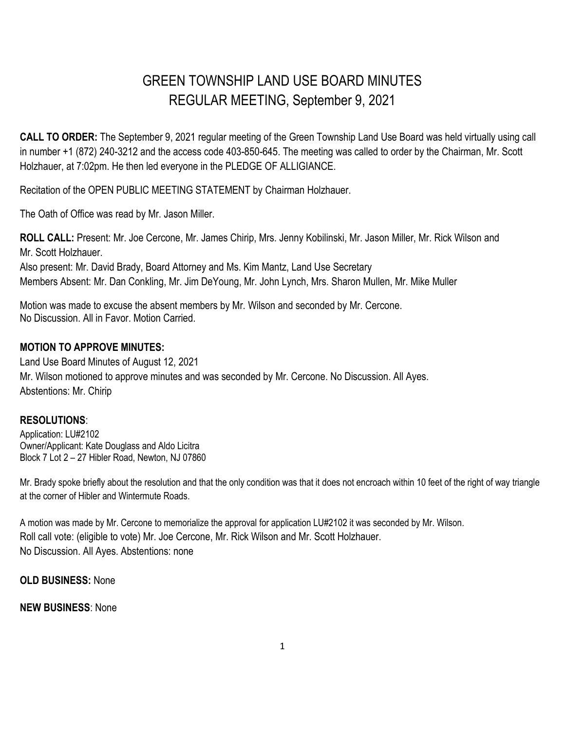# GREEN TOWNSHIP LAND USE BOARD MINUTES
## REGULAR MEETING, September 9, 2021

**CALL TO ORDER:** The September 9, 2021 regular meeting of the Green Township Land Use Board was held virtually using call in number +1 (872) 240-3212 and the access code 403-850-645. The meeting was called to order by the Chairman, Mr. Scott Holzhauer, at 7:02pm. He then led everyone in the PLEDGE OF ALLIGIANCE.

Recitation of the OPEN PUBLIC MEETING STATEMENT by Chairman Holzhauer.

The Oath of Office was read by Mr. Jason Miller.

**ROLL CALL:** Present: Mr. Joe Cercone, Mr. James Chirip, Mrs. Jenny Kobilinski, Mr. Jason Miller, Mr. Rick Wilson and Mr. Scott Holzhauer.
Also present: Mr. David Brady, Board Attorney and Ms. Kim Mantz, Land Use Secretary
Members Absent: Mr. Dan Conkling, Mr. Jim DeYoung, Mr. John Lynch, Mrs. Sharon Mullen, Mr. Mike Muller

Motion was made to excuse the absent members by Mr. Wilson and seconded by Mr. Cercone.
No Discussion. All in Favor. Motion Carried.

**MOTION TO APPROVE MINUTES:**
Land Use Board Minutes of August 12, 2021
Mr. Wilson motioned to approve minutes and was seconded by Mr. Cercone. No Discussion. All Ayes.
Abstentions: Mr. Chirip

**RESOLUTIONS**:
Application: LU#2102
Owner/Applicant: Kate Douglass and Aldo Licitra
Block 7 Lot 2 – 27 Hibler Road, Newton, NJ 07860

Mr. Brady spoke briefly about the resolution and that the only condition was that it does not encroach within 10 feet of the right of way triangle at the corner of Hibler and Wintermute Roads.

A motion was made by Mr. Cercone to memorialize the approval for application LU#2102 it was seconded by Mr. Wilson.
Roll call vote: (eligible to vote) Mr. Joe Cercone, Mr. Rick Wilson and Mr. Scott Holzhauer.
No Discussion. All Ayes. Abstentions: none

**OLD BUSINESS:** None

**NEW BUSINESS**: None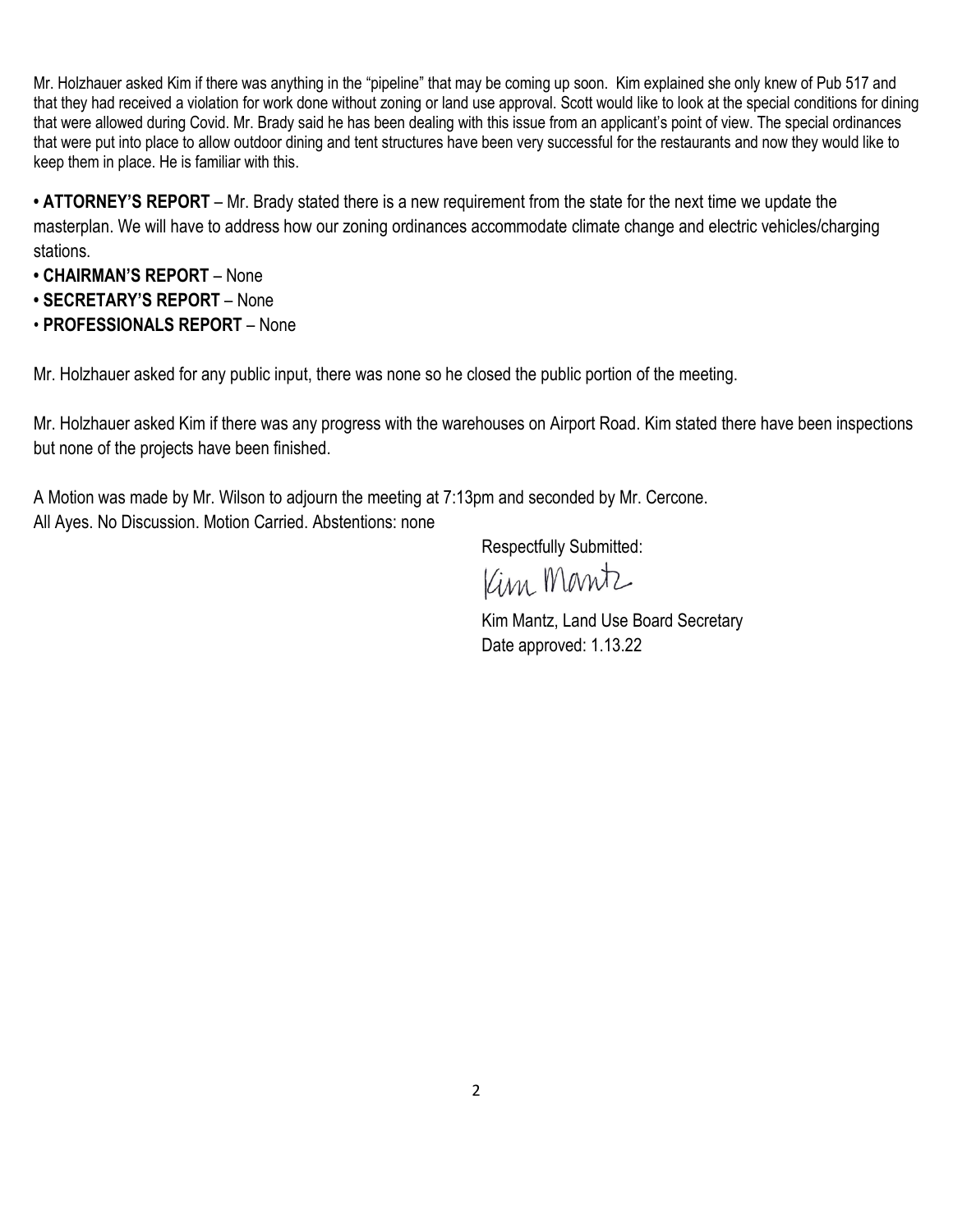Mr. Holzhauer asked Kim if there was anything in the "pipeline" that may be coming up soon. Kim explained she only knew of Pub 517 and that they had received a violation for work done without zoning or land use approval. Scott would like to look at the special conditions for dining that were allowed during Covid. Mr. Brady said he has been dealing with this issue from an applicant's point of view. The special ordinances that were put into place to allow outdoor dining and tent structures have been very successful for the restaurants and now they would like to keep them in place. He is familiar with this.

- **ATTORNEY'S REPORT** – Mr. Brady stated there is a new requirement from the state for the next time we update the masterplan. We will have to address how our zoning ordinances accommodate climate change and electric vehicles/charging stations.
- **CHAIRMAN'S REPORT** – None
- **SECRETARY'S REPORT** – None
- **PROFESSIONALS REPORT** – None

Mr. Holzhauer asked for any public input, there was none so he closed the public portion of the meeting.

Mr. Holzhauer asked Kim if there was any progress with the warehouses on Airport Road. Kim stated there have been inspections but none of the projects have been finished.

A Motion was made by Mr. Wilson to adjourn the meeting at 7:13pm and seconded by Mr. Cercone.
All Ayes. No Discussion. Motion Carried. Abstentions: none

Respectfully Submitted:

Kim Mantz

Kim Mantz, Land Use Board Secretary
Date approved: 1.13.22